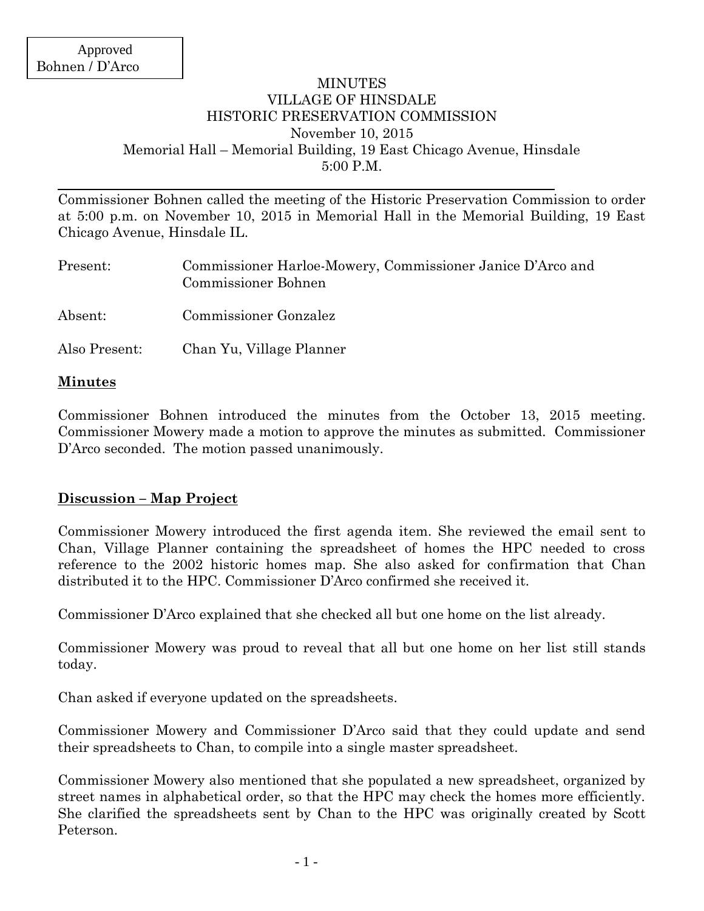Approved
Bohnen / D'Arco

# MINUTES
## VILLAGE OF HINSDALE
## HISTORIC PRESERVATION COMMISSION

November 10, 2015
Memorial Hall – Memorial Building, 19 East Chicago Avenue, Hinsdale
5:00 P.M.

---

Commissioner Bohnen called the meeting of the Historic Preservation Commission to order at 5:00 p.m. on November 10, 2015 in Memorial Hall in the Memorial Building, 19 East Chicago Avenue, Hinsdale IL.

| | |
|---|---|
| Present: | Commissioner Harloe-Mowery, Commissioner Janice D'Arco and Commissioner Bohnen |
| Absent: | Commissioner Gonzalez |
| Also Present: | Chan Yu, Village Planner |

**Minutes**

Commissioner Bohnen introduced the minutes from the October 13, 2015 meeting. Commissioner Mowery made a motion to approve the minutes as submitted. Commissioner D'Arco seconded. The motion passed unanimously.

**Discussion – Map Project**

Commissioner Mowery introduced the first agenda item. She reviewed the email sent to Chan, Village Planner containing the spreadsheet of homes the HPC needed to cross reference to the 2002 historic homes map. She also asked for confirmation that Chan distributed it to the HPC. Commissioner D'Arco confirmed she received it.

Commissioner D'Arco explained that she checked all but one home on the list already.

Commissioner Mowery was proud to reveal that all but one home on her list still stands today.

Chan asked if everyone updated on the spreadsheets.

Commissioner Mowery and Commissioner D'Arco said that they could update and send their spreadsheets to Chan, to compile into a single master spreadsheet.

Commissioner Mowery also mentioned that she populated a new spreadsheet, organized by street names in alphabetical order, so that the HPC may check the homes more efficiently. She clarified the spreadsheets sent by Chan to the HPC was originally created by Scott Peterson.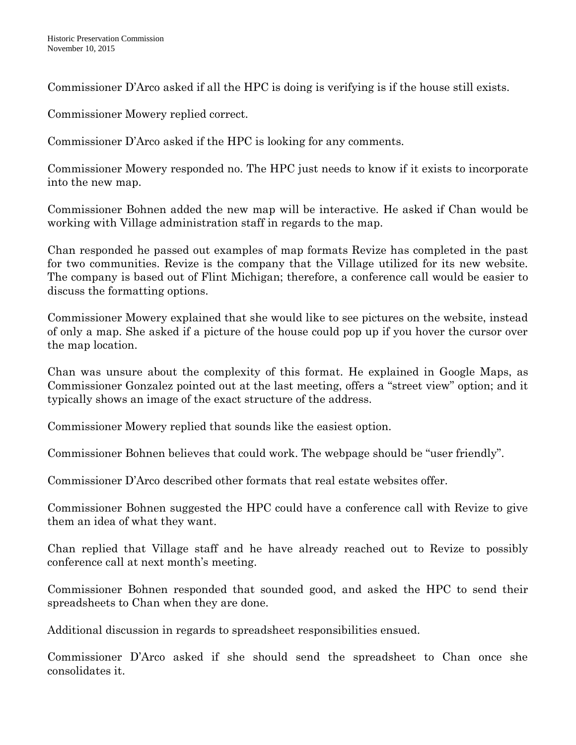Commissioner D'Arco asked if all the HPC is doing is verifying is if the house still exists.

Commissioner Mowery replied correct.

Commissioner D'Arco asked if the HPC is looking for any comments.

Commissioner Mowery responded no. The HPC just needs to know if it exists to incorporate into the new map.

Commissioner Bohnen added the new map will be interactive. He asked if Chan would be working with Village administration staff in regards to the map.

Chan responded he passed out examples of map formats Revize has completed in the past for two communities. Revize is the company that the Village utilized for its new website. The company is based out of Flint Michigan; therefore, a conference call would be easier to discuss the formatting options.

Commissioner Mowery explained that she would like to see pictures on the website, instead of only a map. She asked if a picture of the house could pop up if you hover the cursor over the map location.

Chan was unsure about the complexity of this format. He explained in Google Maps, as Commissioner Gonzalez pointed out at the last meeting, offers a "street view" option; and it typically shows an image of the exact structure of the address.

Commissioner Mowery replied that sounds like the easiest option.

Commissioner Bohnen believes that could work. The webpage should be "user friendly".

Commissioner D'Arco described other formats that real estate websites offer.

Commissioner Bohnen suggested the HPC could have a conference call with Revize to give them an idea of what they want.

Chan replied that Village staff and he have already reached out to Revize to possibly conference call at next month's meeting.

Commissioner Bohnen responded that sounded good, and asked the HPC to send their spreadsheets to Chan when they are done.

Additional discussion in regards to spreadsheet responsibilities ensued.

Commissioner D'Arco asked if she should send the spreadsheet to Chan once she consolidates it.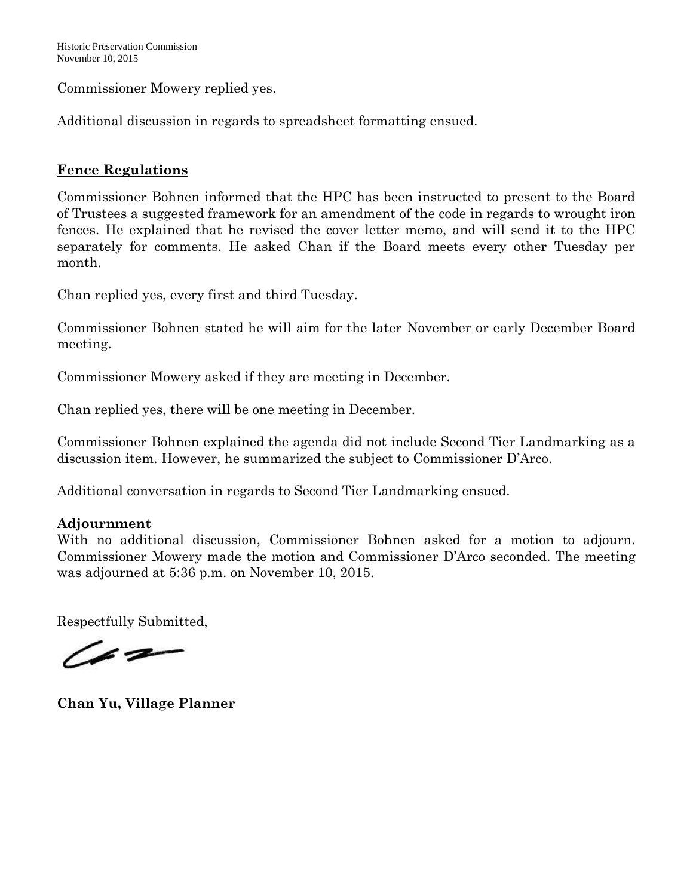Commissioner Mowery replied yes.

Additional discussion in regards to spreadsheet formatting ensued.

## Fence Regulations

Commissioner Bohnen informed that the HPC has been instructed to present to the Board of Trustees a suggested framework for an amendment of the code in regards to wrought iron fences. He explained that he revised the cover letter memo, and will send it to the HPC separately for comments. He asked Chan if the Board meets every other Tuesday per month.

Chan replied yes, every first and third Tuesday.

Commissioner Bohnen stated he will aim for the later November or early December Board meeting.

Commissioner Mowery asked if they are meeting in December.

Chan replied yes, there will be one meeting in December.

Commissioner Bohnen explained the agenda did not include Second Tier Landmarking as a discussion item. However, he summarized the subject to Commissioner D'Arco.

Additional conversation in regards to Second Tier Landmarking ensued.

## Adjournment

With no additional discussion, Commissioner Bohnen asked for a motion to adjourn. Commissioner Mowery made the motion and Commissioner D'Arco seconded. The meeting was adjourned at 5:36 p.m. on November 10, 2015.

Respectfully Submitted,

**Chan Yu, Village Planner**